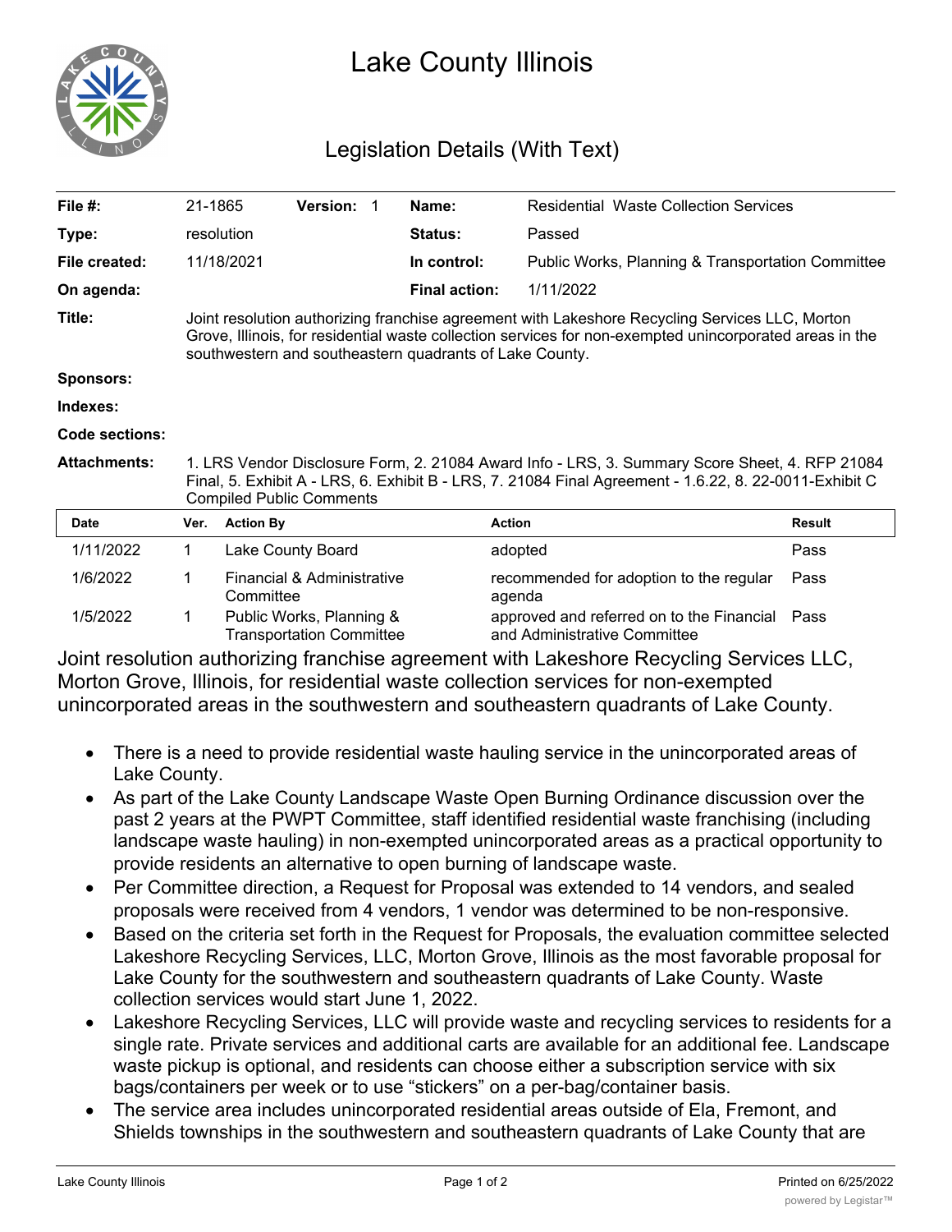# Lake County Illinois

## Legislation Details (With Text)

| | | | | | |
|---|---|---|---|---|---|
| **File #:** | 21-1865 | **Version:** 1 | | **Name:** | Residential Waste Collection Services |
| **Type:** | resolution | | | **Status:** | Passed |
| **File created:** | 11/18/2021 | | | **In control:** | Public Works, Planning & Transportation Committee |
| **On agenda:** | | | | **Final action:** | 1/11/2022 |

**Title:** Joint resolution authorizing franchise agreement with Lakeshore Recycling Services LLC, Morton Grove, Illinois, for residential waste collection services for non-exempted unincorporated areas in the southwestern and southeastern quadrants of Lake County.

**Sponsors:**

**Indexes:**

**Code sections:**

**Attachments:** 1. LRS Vendor Disclosure Form, 2. 21084 Award Info - LRS, 3. Summary Score Sheet, 4. RFP 21084 Final, 5. Exhibit A - LRS, 6. Exhibit B - LRS, 7. 21084 Final Agreement - 1.6.22, 8. 22-0011-Exhibit C Compiled Public Comments

| Date | Ver. | Action By | Action | Result |
|---|---|---|---|---|
| 1/11/2022 | 1 | Lake County Board | adopted | Pass |
| 1/6/2022 | 1 | Financial & Administrative Committee | recommended for adoption to the regular agenda | Pass |
| 1/5/2022 | 1 | Public Works, Planning & Transportation Committee | approved and referred on to the Financial and Administrative Committee | Pass |

Joint resolution authorizing franchise agreement with Lakeshore Recycling Services LLC, Morton Grove, Illinois, for residential waste collection services for non-exempted unincorporated areas in the southwestern and southeastern quadrants of Lake County.

- There is a need to provide residential waste hauling service in the unincorporated areas of Lake County.
- As part of the Lake County Landscape Waste Open Burning Ordinance discussion over the past 2 years at the PWPT Committee, staff identified residential waste franchising (including landscape waste hauling) in non-exempted unincorporated areas as a practical opportunity to provide residents an alternative to open burning of landscape waste.
- Per Committee direction, a Request for Proposal was extended to 14 vendors, and sealed proposals were received from 4 vendors, 1 vendor was determined to be non-responsive.
- Based on the criteria set forth in the Request for Proposals, the evaluation committee selected Lakeshore Recycling Services, LLC, Morton Grove, Illinois as the most favorable proposal for Lake County for the southwestern and southeastern quadrants of Lake County. Waste collection services would start June 1, 2022.
- Lakeshore Recycling Services, LLC will provide waste and recycling services to residents for a single rate. Private services and additional carts are available for an additional fee. Landscape waste pickup is optional, and residents can choose either a subscription service with six bags/containers per week or to use "stickers" on a per-bag/container basis.
- The service area includes unincorporated residential areas outside of Ela, Fremont, and Shields townships in the southwestern and southeastern quadrants of Lake County that are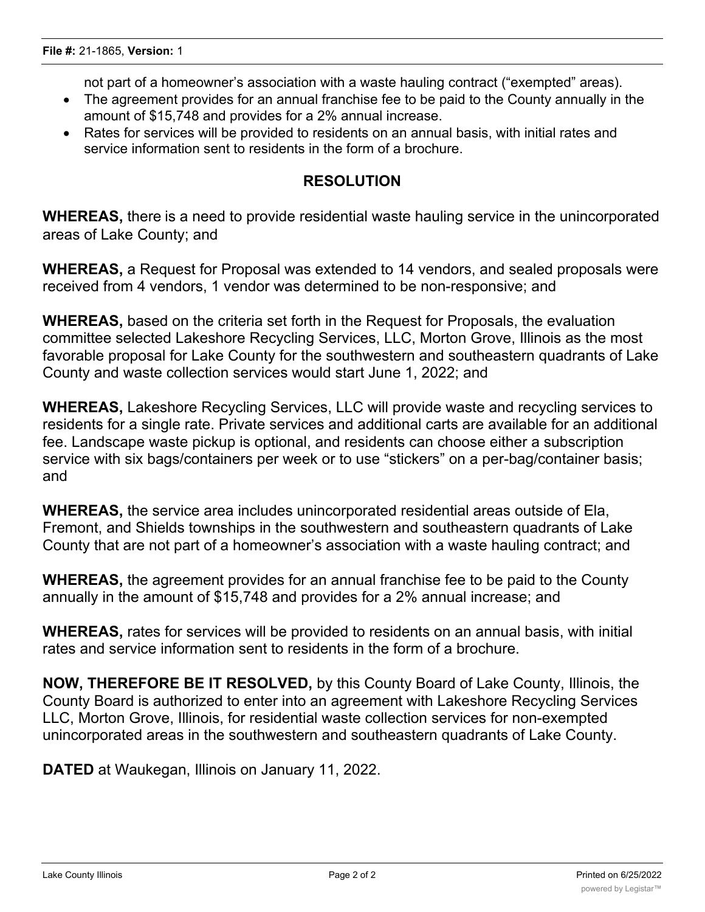not part of a homeowner's association with a waste hauling contract ("exempted" areas).

- The agreement provides for an annual franchise fee to be paid to the County annually in the amount of $15,748 and provides for a 2% annual increase.
- Rates for services will be provided to residents on an annual basis, with initial rates and service information sent to residents in the form of a brochure.

## RESOLUTION

**WHEREAS,** there is a need to provide residential waste hauling service in the unincorporated areas of Lake County; and

**WHEREAS,** a Request for Proposal was extended to 14 vendors, and sealed proposals were received from 4 vendors, 1 vendor was determined to be non-responsive; and

**WHEREAS,** based on the criteria set forth in the Request for Proposals, the evaluation committee selected Lakeshore Recycling Services, LLC, Morton Grove, Illinois as the most favorable proposal for Lake County for the southwestern and southeastern quadrants of Lake County and waste collection services would start June 1, 2022; and

**WHEREAS,** Lakeshore Recycling Services, LLC will provide waste and recycling services to residents for a single rate. Private services and additional carts are available for an additional fee. Landscape waste pickup is optional, and residents can choose either a subscription service with six bags/containers per week or to use "stickers" on a per-bag/container basis; and

**WHEREAS,** the service area includes unincorporated residential areas outside of Ela, Fremont, and Shields townships in the southwestern and southeastern quadrants of Lake County that are not part of a homeowner's association with a waste hauling contract; and

**WHEREAS,** the agreement provides for an annual franchise fee to be paid to the County annually in the amount of $15,748 and provides for a 2% annual increase; and

**WHEREAS,** rates for services will be provided to residents on an annual basis, with initial rates and service information sent to residents in the form of a brochure.

**NOW, THEREFORE BE IT RESOLVED,** by this County Board of Lake County, Illinois, the County Board is authorized to enter into an agreement with Lakeshore Recycling Services LLC, Morton Grove, Illinois, for residential waste collection services for non-exempted unincorporated areas in the southwestern and southeastern quadrants of Lake County.

**DATED** at Waukegan, Illinois on January 11, 2022.